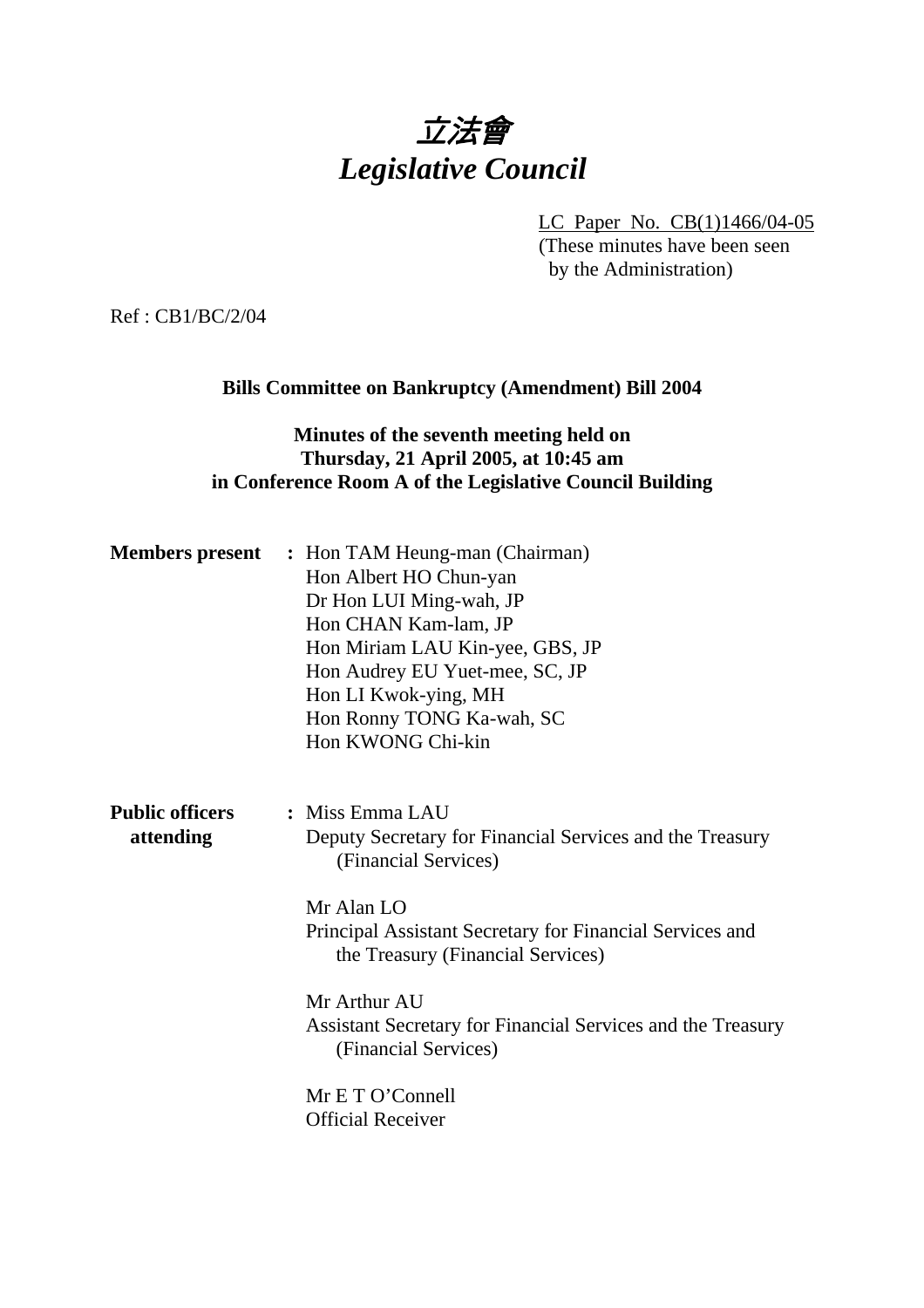# *立法會*
# *Legislative Council*

LC Paper No. CB(1)1466/04-05
(These minutes have been seen by the Administration)

Ref : CB1/BC/2/04

**Bills Committee on Bankruptcy (Amendment) Bill 2004**

**Minutes of the seventh meeting held on Thursday, 21 April 2005, at 10:45 am in Conference Room A of the Legislative Council Building**

**Members present** : Hon TAM Heung-man (Chairman)
Hon Albert HO Chun-yan
Dr Hon LUI Ming-wah, JP
Hon CHAN Kam-lam, JP
Hon Miriam LAU Kin-yee, GBS, JP
Hon Audrey EU Yuet-mee, SC, JP
Hon LI Kwok-ying, MH
Hon Ronny TONG Ka-wah, SC
Hon KWONG Chi-kin

**Public officers attending** : Miss Emma LAU
Deputy Secretary for Financial Services and the Treasury (Financial Services)

Mr Alan LO
Principal Assistant Secretary for Financial Services and the Treasury (Financial Services)

Mr Arthur AU
Assistant Secretary for Financial Services and the Treasury (Financial Services)

Mr E T O'Connell
Official Receiver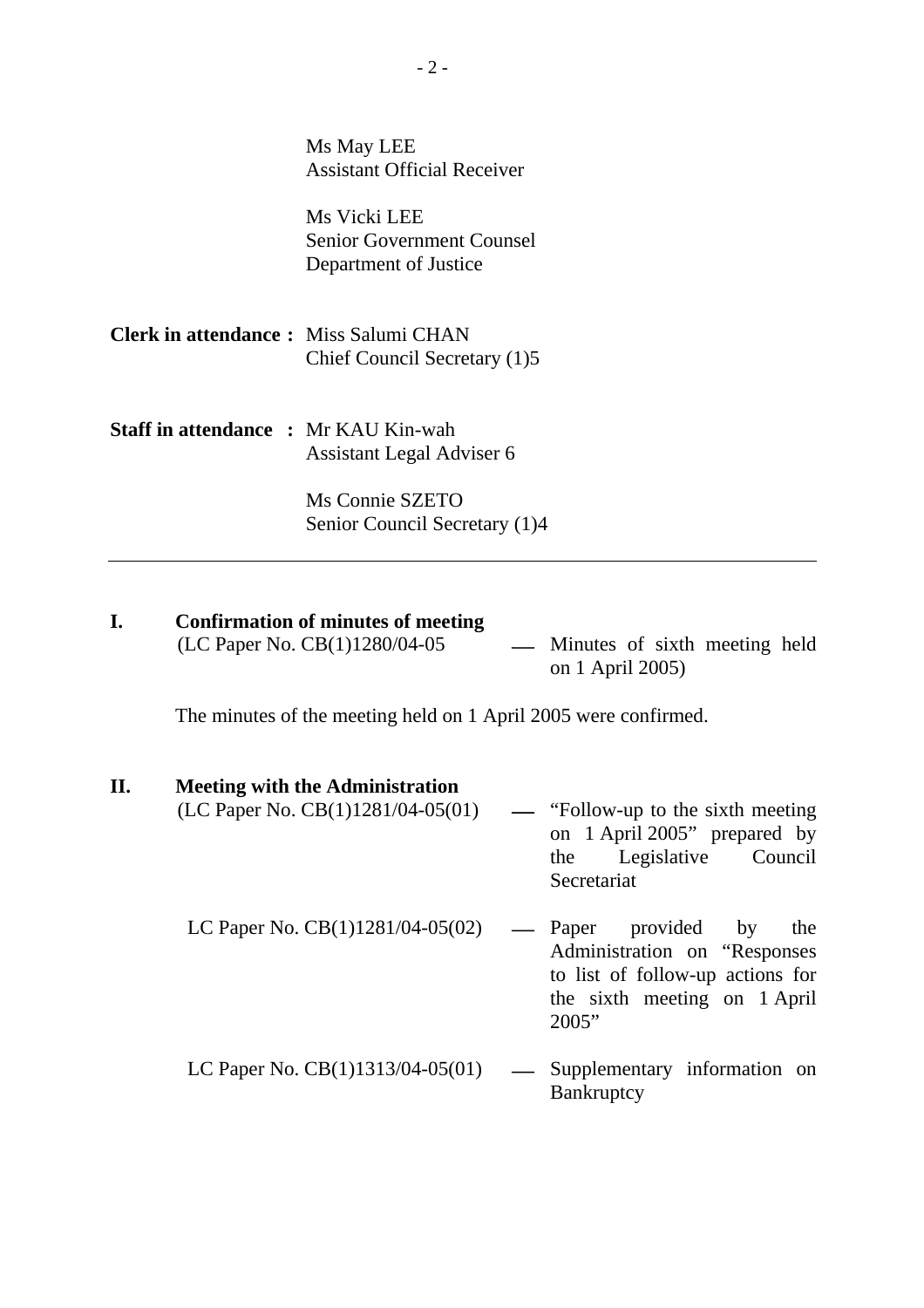Ms May LEE
Assistant Official Receiver

Ms Vicki LEE
Senior Government Counsel
Department of Justice

**Clerk in attendance :** Miss Salumi CHAN
Chief Council Secretary (1)5

**Staff in attendance :** Mr KAU Kin-wah
Assistant Legal Adviser 6

Ms Connie SZETO
Senior Council Secretary (1)4

---

## I. Confirmation of minutes of meeting

(LC Paper No. CB(1)1280/04-05 — Minutes of sixth meeting held on 1 April 2005)

The minutes of the meeting held on 1 April 2005 were confirmed.

## II. Meeting with the Administration

(LC Paper No. CB(1)1281/04-05(01) — "Follow-up to the sixth meeting on 1 April 2005" prepared by the Legislative Council Secretariat

LC Paper No. CB(1)1281/04-05(02) — Paper provided by the Administration on "Responses to list of follow-up actions for the sixth meeting on 1 April 2005"

LC Paper No. CB(1)1313/04-05(01) — Supplementary information on Bankruptcy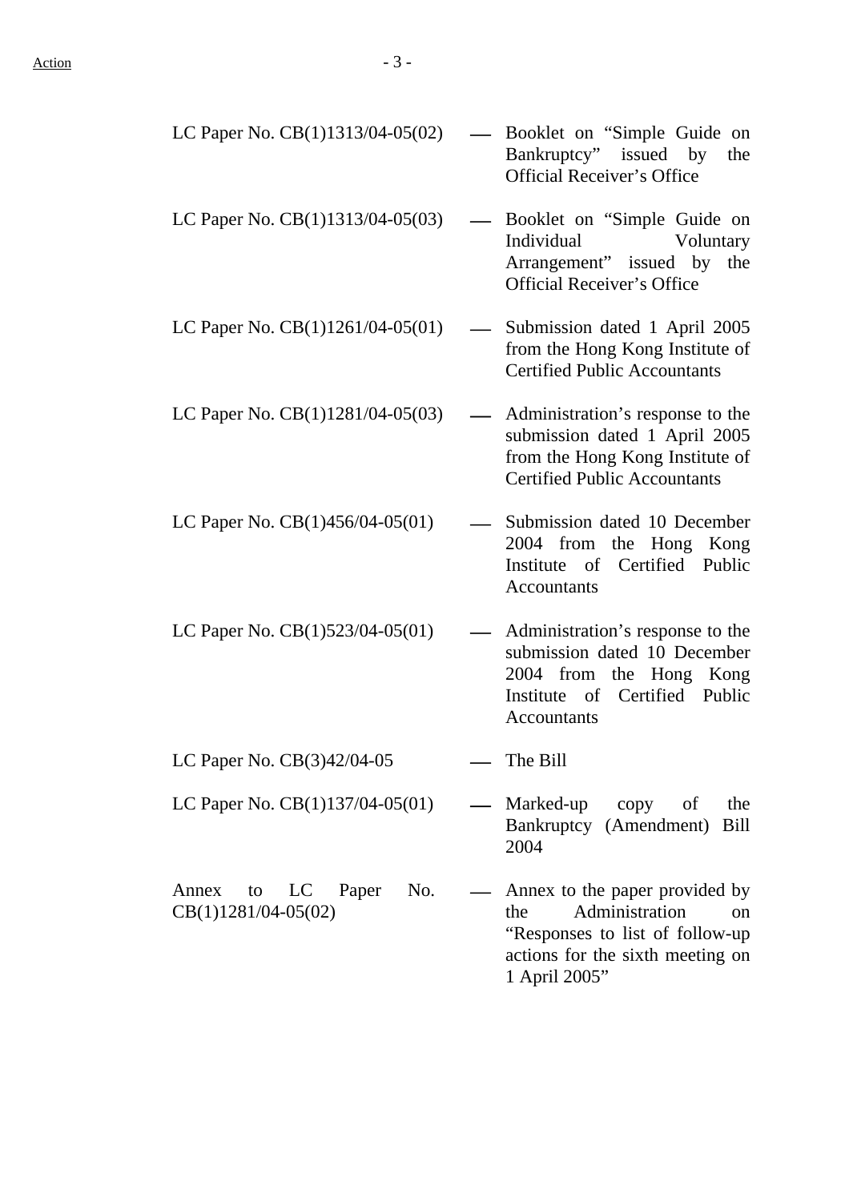| | | |
|---|---|---|
| LC Paper No. CB(1)1313/04-05(02) | — | Booklet on "Simple Guide on Bankruptcy" issued by the Official Receiver's Office |
| LC Paper No. CB(1)1313/04-05(03) | — | Booklet on "Simple Guide on Individual Voluntary Arrangement" issued by the Official Receiver's Office |
| LC Paper No. CB(1)1261/04-05(01) | — | Submission dated 1 April 2005 from the Hong Kong Institute of Certified Public Accountants |
| LC Paper No. CB(1)1281/04-05(03) | — | Administration's response to the submission dated 1 April 2005 from the Hong Kong Institute of Certified Public Accountants |
| LC Paper No. CB(1)456/04-05(01) | — | Submission dated 10 December 2004 from the Hong Kong Institute of Certified Public Accountants |
| LC Paper No. CB(1)523/04-05(01) | — | Administration's response to the submission dated 10 December 2004 from the Hong Kong Institute of Certified Public Accountants |
| LC Paper No. CB(3)42/04-05 | — | The Bill |
| LC Paper No. CB(1)137/04-05(01) | — | Marked-up copy of the Bankruptcy (Amendment) Bill 2004 |
| Annex to LC Paper No. CB(1)1281/04-05(02) | — | Annex to the paper provided by the Administration on "Responses to list of follow-up actions for the sixth meeting on 1 April 2005" |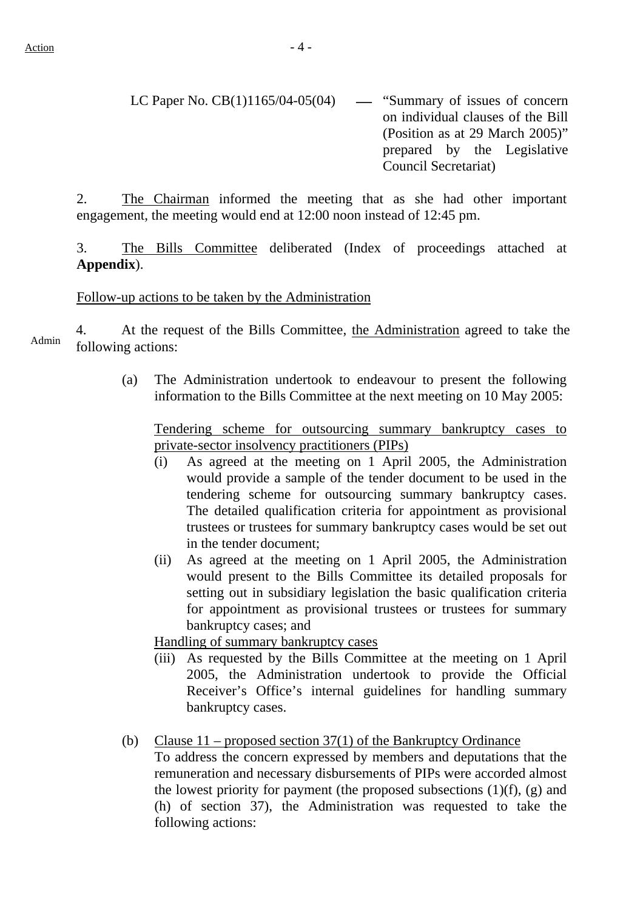LC Paper No. CB(1)1165/04-05(04) — "Summary of issues of concern on individual clauses of the Bill (Position as at 29 March 2005)" prepared by the Legislative Council Secretariat)

2. The Chairman informed the meeting that as she had other important engagement, the meeting would end at 12:00 noon instead of 12:45 pm.

3. The Bills Committee deliberated (Index of proceedings attached at **Appendix**).

Follow-up actions to be taken by the Administration

Admin

4. At the request of the Bills Committee, the Administration agreed to take the following actions:

(a) The Administration undertook to endeavour to present the following information to the Bills Committee at the next meeting on 10 May 2005:

Tendering scheme for outsourcing summary bankruptcy cases to private-sector insolvency practitioners (PIPs)

(i) As agreed at the meeting on 1 April 2005, the Administration would provide a sample of the tender document to be used in the tendering scheme for outsourcing summary bankruptcy cases. The detailed qualification criteria for appointment as provisional trustees or trustees for summary bankruptcy cases would be set out in the tender document;

(ii) As agreed at the meeting on 1 April 2005, the Administration would present to the Bills Committee its detailed proposals for setting out in subsidiary legislation the basic qualification criteria for appointment as provisional trustees or trustees for summary bankruptcy cases; and

Handling of summary bankruptcy cases

(iii) As requested by the Bills Committee at the meeting on 1 April 2005, the Administration undertook to provide the Official Receiver's Office's internal guidelines for handling summary bankruptcy cases.

(b) Clause 11 – proposed section 37(1) of the Bankruptcy Ordinance

To address the concern expressed by members and deputations that the remuneration and necessary disbursements of PIPs were accorded almost the lowest priority for payment (the proposed subsections (1)(f), (g) and (h) of section 37), the Administration was requested to take the following actions: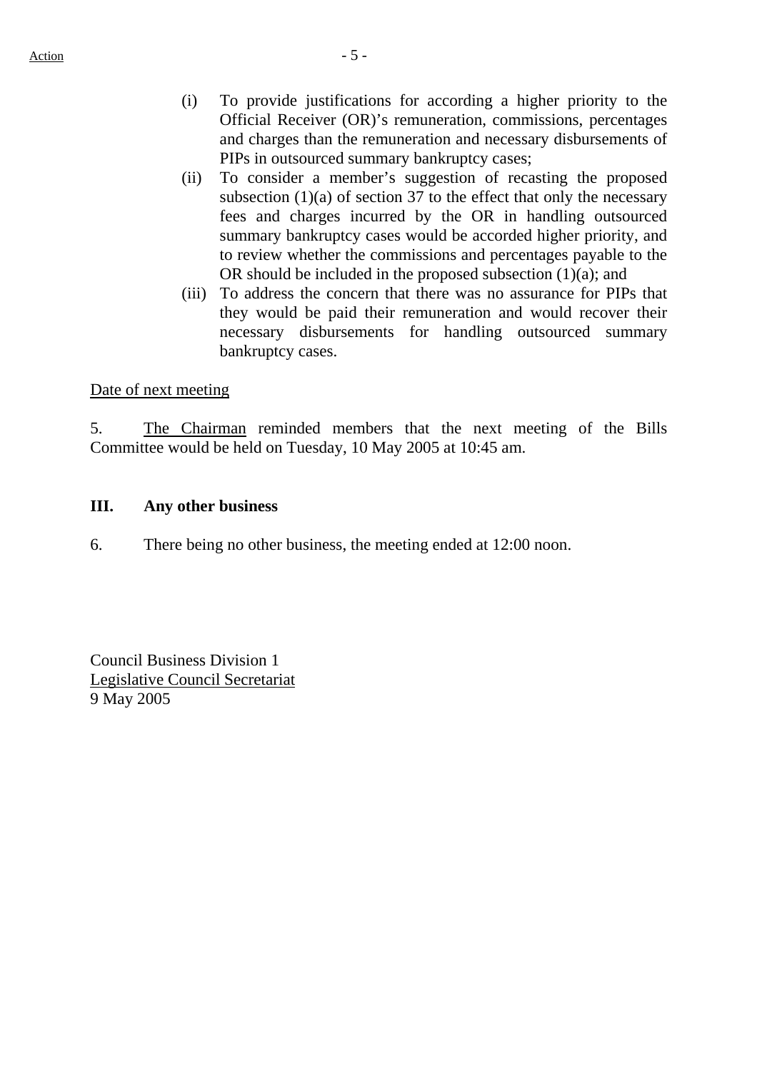(i) To provide justifications for according a higher priority to the Official Receiver (OR)'s remuneration, commissions, percentages and charges than the remuneration and necessary disbursements of PIPs in outsourced summary bankruptcy cases;

(ii) To consider a member's suggestion of recasting the proposed subsection (1)(a) of section 37 to the effect that only the necessary fees and charges incurred by the OR in handling outsourced summary bankruptcy cases would be accorded higher priority, and to review whether the commissions and percentages payable to the OR should be included in the proposed subsection (1)(a); and

(iii) To address the concern that there was no assurance for PIPs that they would be paid their remuneration and would recover their necessary disbursements for handling outsourced summary bankruptcy cases.

Date of next meeting

5. The Chairman reminded members that the next meeting of the Bills Committee would be held on Tuesday, 10 May 2005 at 10:45 am.

**III. Any other business**

6. There being no other business, the meeting ended at 12:00 noon.

Council Business Division 1
Legislative Council Secretariat
9 May 2005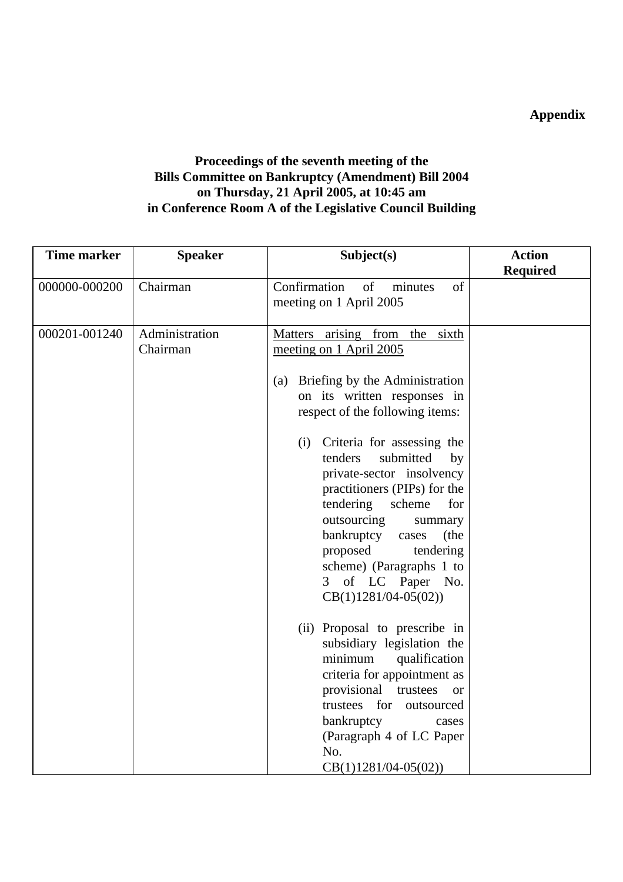**Appendix**

**Proceedings of the seventh meeting of the Bills Committee on Bankruptcy (Amendment) Bill 2004 on Thursday, 21 April 2005, at 10:45 am in Conference Room A of the Legislative Council Building**

| Time marker | Speaker | Subject(s) | Action Required |
|---|---|---|---|
| 000000-000200 | Chairman | Confirmation of minutes of meeting on 1 April 2005 | |
| 000201-001240 | Administration<br>Chairman | <u>Matters arising from the sixth meeting on 1 April 2005</u><br><br>(a) Briefing by the Administration on its written responses in respect of the following items:<br><br>(i) Criteria for assessing the tenders submitted by private-sector insolvency practitioners (PIPs) for the tendering scheme for outsourcing summary bankruptcy cases (the proposed tendering scheme) (Paragraphs 1 to 3 of LC Paper No. CB(1)1281/04-05(02))<br><br>(ii) Proposal to prescribe in subsidiary legislation the minimum qualification criteria for appointment as provisional trustees or trustees for outsourced bankruptcy cases (Paragraph 4 of LC Paper No. CB(1)1281/04-05(02)) | |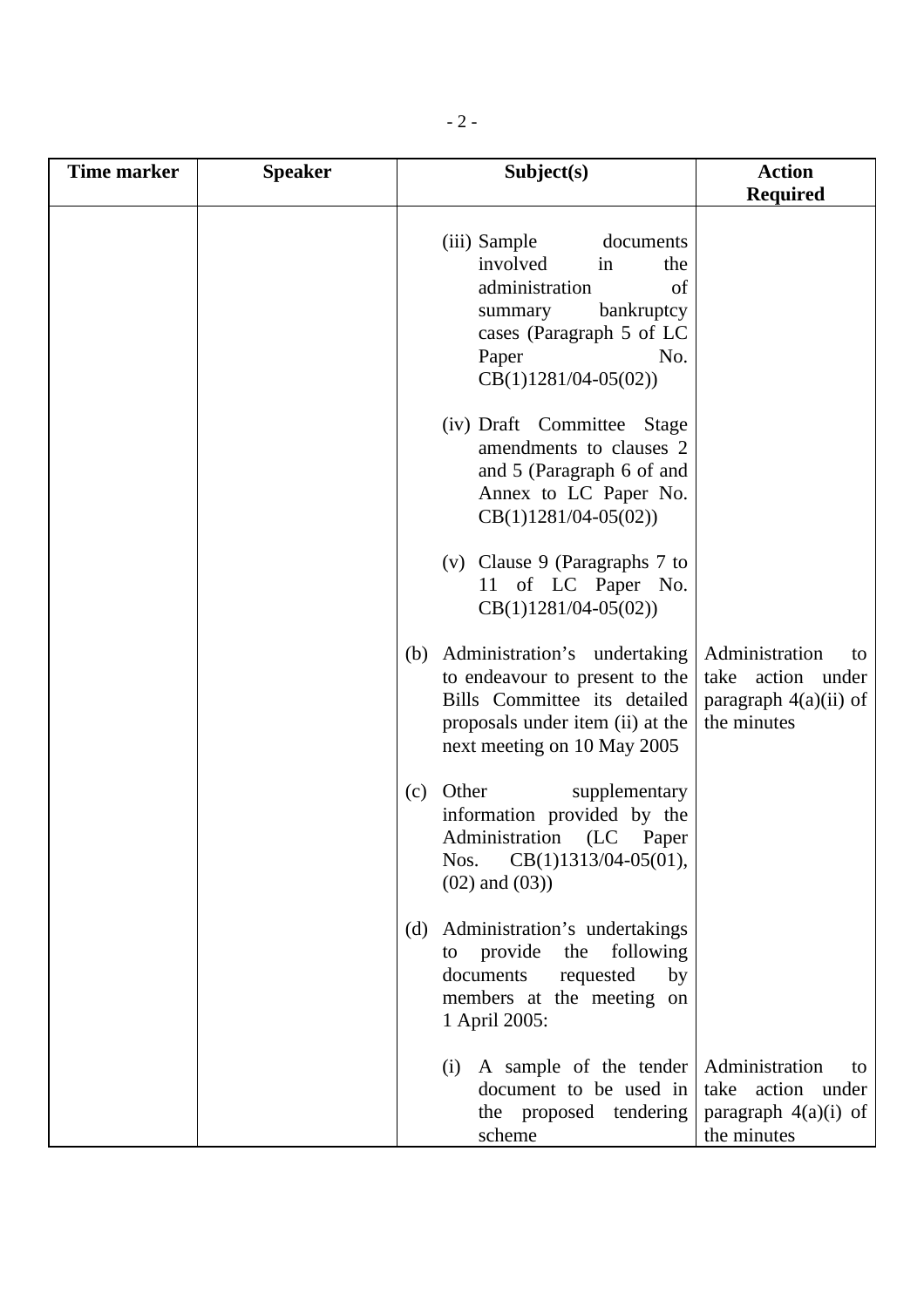| Time marker | Speaker | Subject(s) | Action Required |
|---|---|---|---|
| | | (iii) Sample documents involved in the administration of summary bankruptcy cases (Paragraph 5 of LC Paper No. CB(1)1281/04-05(02)) | |
| | | (iv) Draft Committee Stage amendments to clauses 2 and 5 (Paragraph 6 of and Annex to LC Paper No. CB(1)1281/04-05(02)) | |
| | | (v) Clause 9 (Paragraphs 7 to 11 of LC Paper No. CB(1)1281/04-05(02)) | |
| | | (b) Administration's undertaking to endeavour to present to the Bills Committee its detailed proposals under item (ii) at the next meeting on 10 May 2005 | Administration to take action under paragraph 4(a)(ii) of the minutes |
| | | (c) Other supplementary information provided by the Administration (LC Paper Nos. CB(1)1313/04-05(01), (02) and (03)) | |
| | | (d) Administration's undertakings to provide the following documents requested by members at the meeting on 1 April 2005: | |
| | | (i) A sample of the tender document to be used in the proposed tendering scheme | Administration to take action under paragraph 4(a)(i) of the minutes |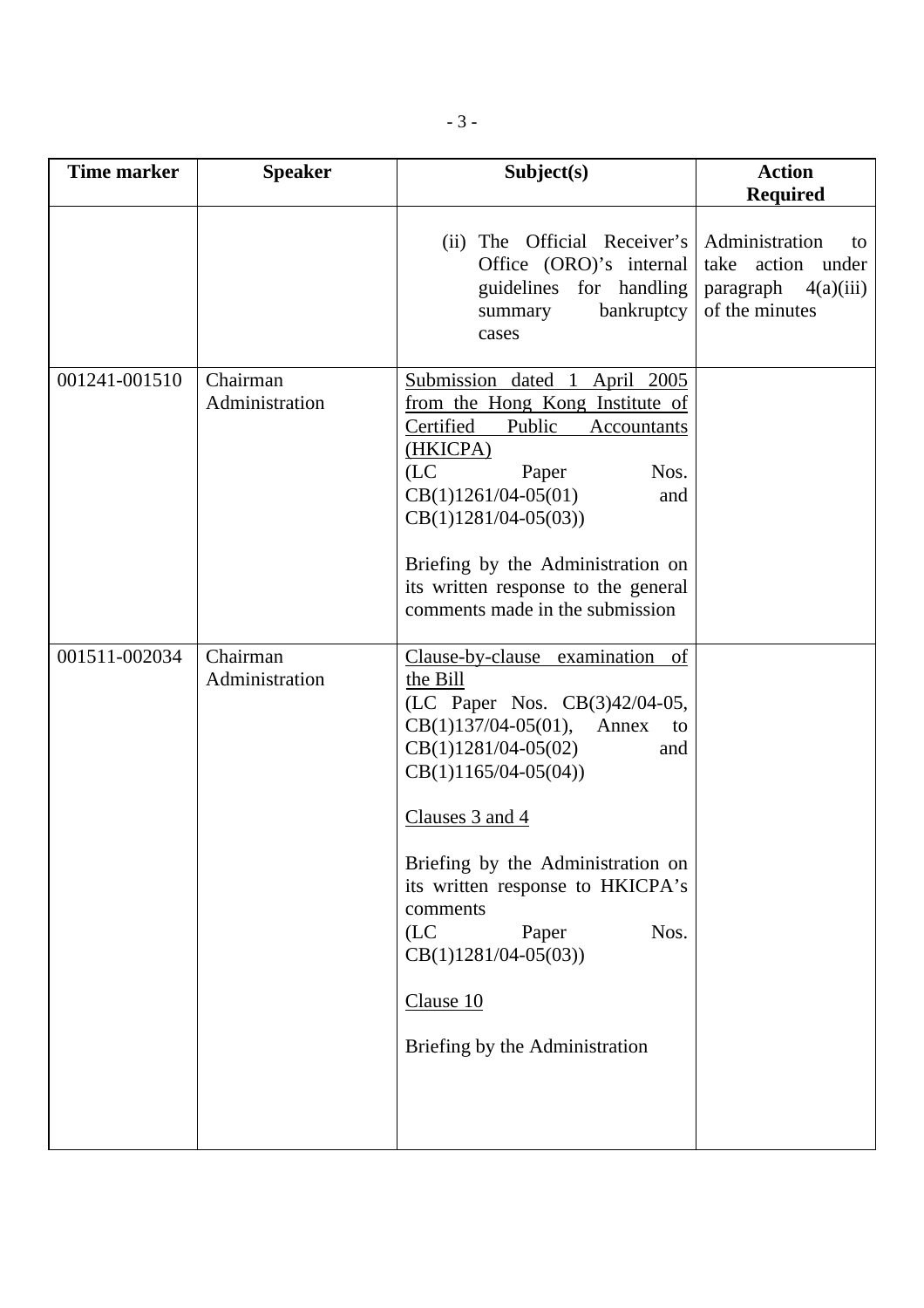| Time marker | Speaker | Subject(s) | Action Required |
|---|---|---|---|
| | | (ii) The Official Receiver's Office (ORO)'s internal guidelines for handling summary bankruptcy cases | Administration to take action under paragraph 4(a)(iii) of the minutes |
| 001241-001510 | Chairman<br>Administration | <u>Submission dated 1 April 2005 from the Hong Kong Institute of Certified Public Accountants (HKICPA)</u><br>(LC Paper Nos. CB(1)1261/04-05(01) and CB(1)1281/04-05(03))<br><br>Briefing by the Administration on its written response to the general comments made in the submission | |
| 001511-002034 | Chairman<br>Administration | <u>Clause-by-clause examination of the Bill</u><br>(LC Paper Nos. CB(3)42/04-05, CB(1)137/04-05(01), Annex to CB(1)1281/04-05(02) and CB(1)1165/04-05(04))<br><br><u>Clauses 3 and 4</u><br><br>Briefing by the Administration on its written response to HKICPA's comments<br>(LC Paper Nos. CB(1)1281/04-05(03))<br><br><u>Clause 10</u><br><br>Briefing by the Administration | |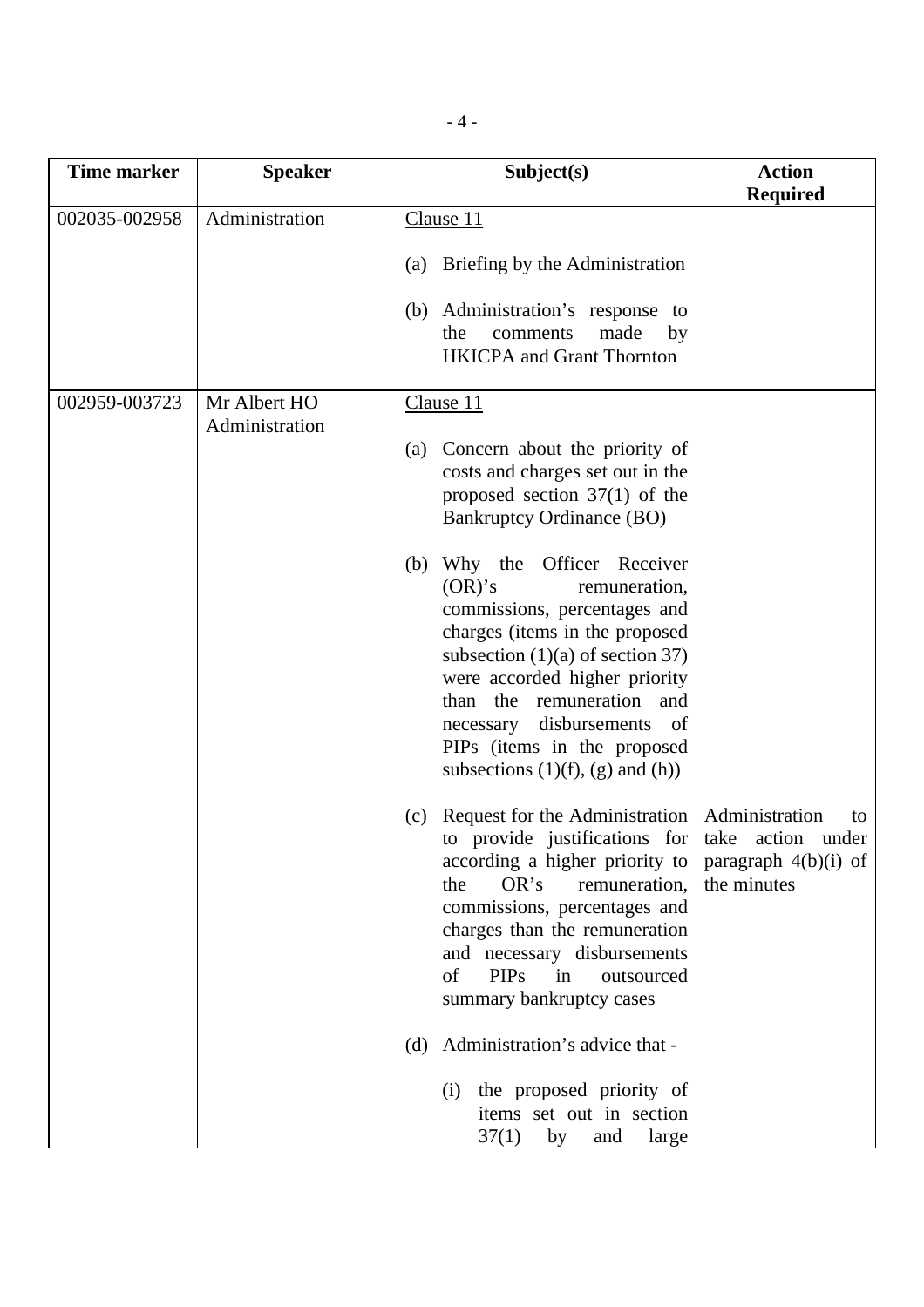| Time marker | Speaker | Subject(s) | Action Required |
|---|---|---|---|
| 002035-002958 | Administration | Clause 11<br><br>(a) Briefing by the Administration<br><br>(b) Administration's response to the comments made by HKICPA and Grant Thornton | |
| 002959-003723 | Mr Albert HO<br>Administration | Clause 11<br><br>(a) Concern about the priority of costs and charges set out in the proposed section 37(1) of the Bankruptcy Ordinance (BO)<br><br>(b) Why the Officer Receiver (OR)'s remuneration, commissions, percentages and charges (items in the proposed subsection (1)(a) of section 37) were accorded higher priority than the remuneration and necessary disbursements of PIPs (items in the proposed subsections (1)(f), (g) and (h))<br><br>(c) Request for the Administration to provide justifications for according a higher priority to the OR's remuneration, commissions, percentages and charges than the remuneration and necessary disbursements of PIPs in outsourced summary bankruptcy cases<br><br>(d) Administration's advice that -<br><br>(i) the proposed priority of items set out in section 37(1) by and large | Administration to take action under paragraph 4(b)(i) of the minutes |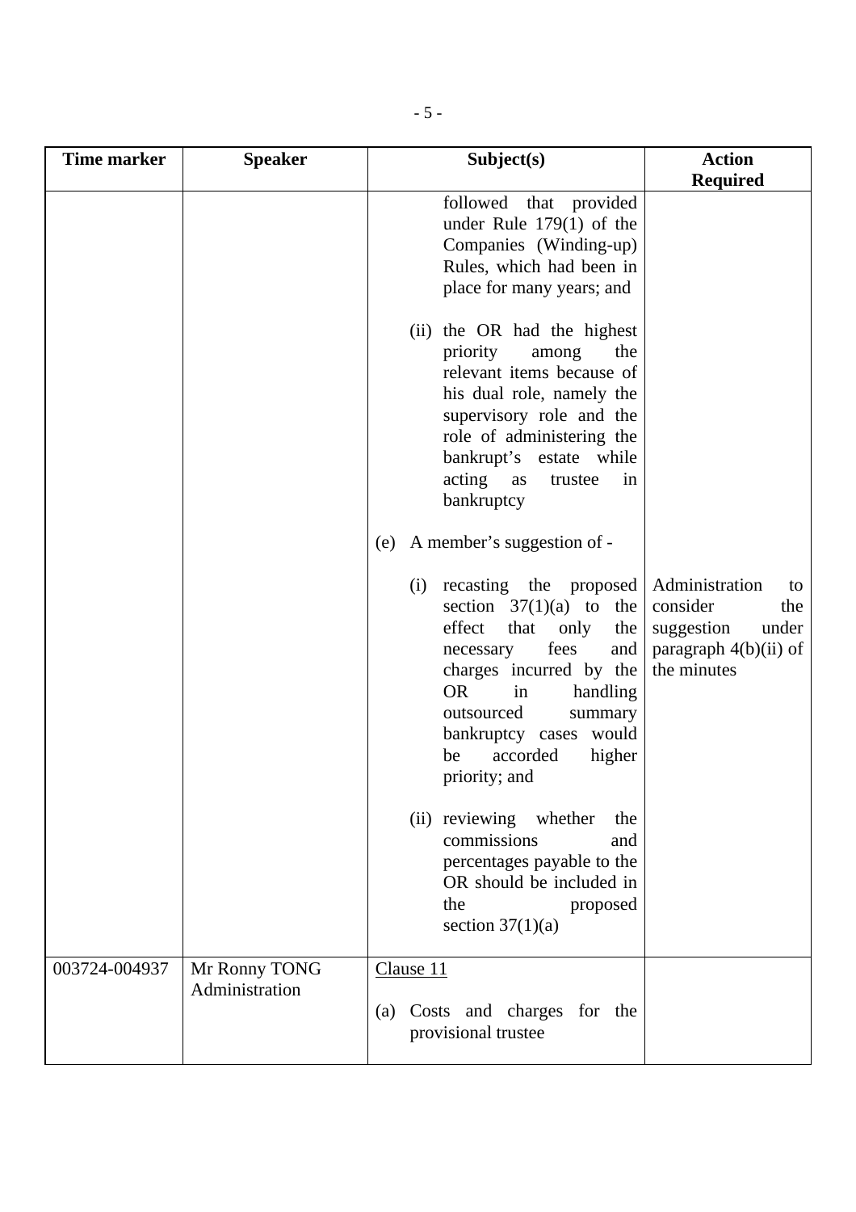| Time marker | Speaker | Subject(s) | Action Required |
|---|---|---|---|
| | | followed that provided under Rule 179(1) of the Companies (Winding-up) Rules, which had been in place for many years; and<br><br>(ii) the OR had the highest priority among the relevant items because of his dual role, namely the supervisory role and the role of administering the bankrupt's estate while acting as trustee in bankruptcy<br><br>(e) A member's suggestion of -<br><br>(i) recasting the proposed section 37(1)(a) to the effect that only the necessary fees and charges incurred by the OR in handling outsourced summary bankruptcy cases would be accorded higher priority; and<br><br>(ii) reviewing whether the commissions and percentages payable to the OR should be included in the proposed section 37(1)(a) | Administration to consider the suggestion under paragraph 4(b)(ii) of the minutes |
| 003724-004937 | Mr Ronny TONG<br>Administration | Clause 11<br><br>(a) Costs and charges for the provisional trustee | |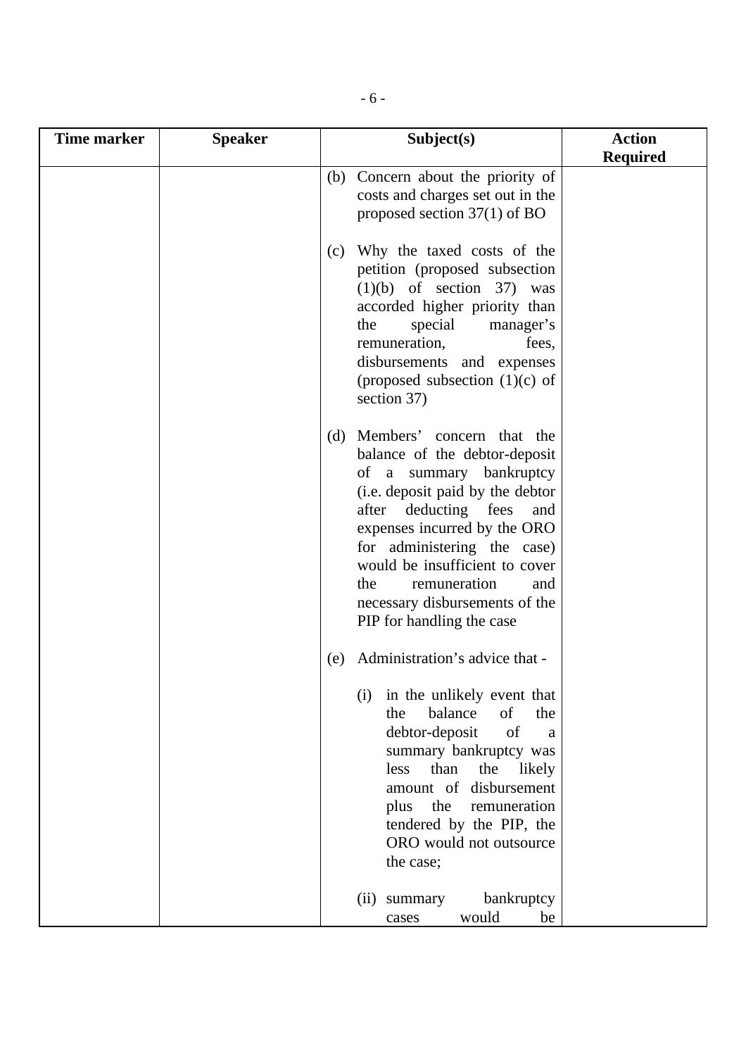| Time marker | Speaker | Subject(s) | Action Required |
|---|---|---|---|
| | | (b) Concern about the priority of costs and charges set out in the proposed section 37(1) of BO<br><br>(c) Why the taxed costs of the petition (proposed subsection (1)(b) of section 37) was accorded higher priority than the special manager's remuneration, fees, disbursements and expenses (proposed subsection (1)(c) of section 37)<br><br>(d) Members' concern that the balance of the debtor-deposit of a summary bankruptcy (i.e. deposit paid by the debtor after deducting fees and expenses incurred by the ORO for administering the case) would be insufficient to cover the remuneration and necessary disbursements of the PIP for handling the case<br><br>(e) Administration's advice that -<br><br>(i) in the unlikely event that the balance of the debtor-deposit of a summary bankruptcy was less than the likely amount of disbursement plus the remuneration tendered by the PIP, the ORO would not outsource the case;<br><br>(ii) summary bankruptcy cases would be | |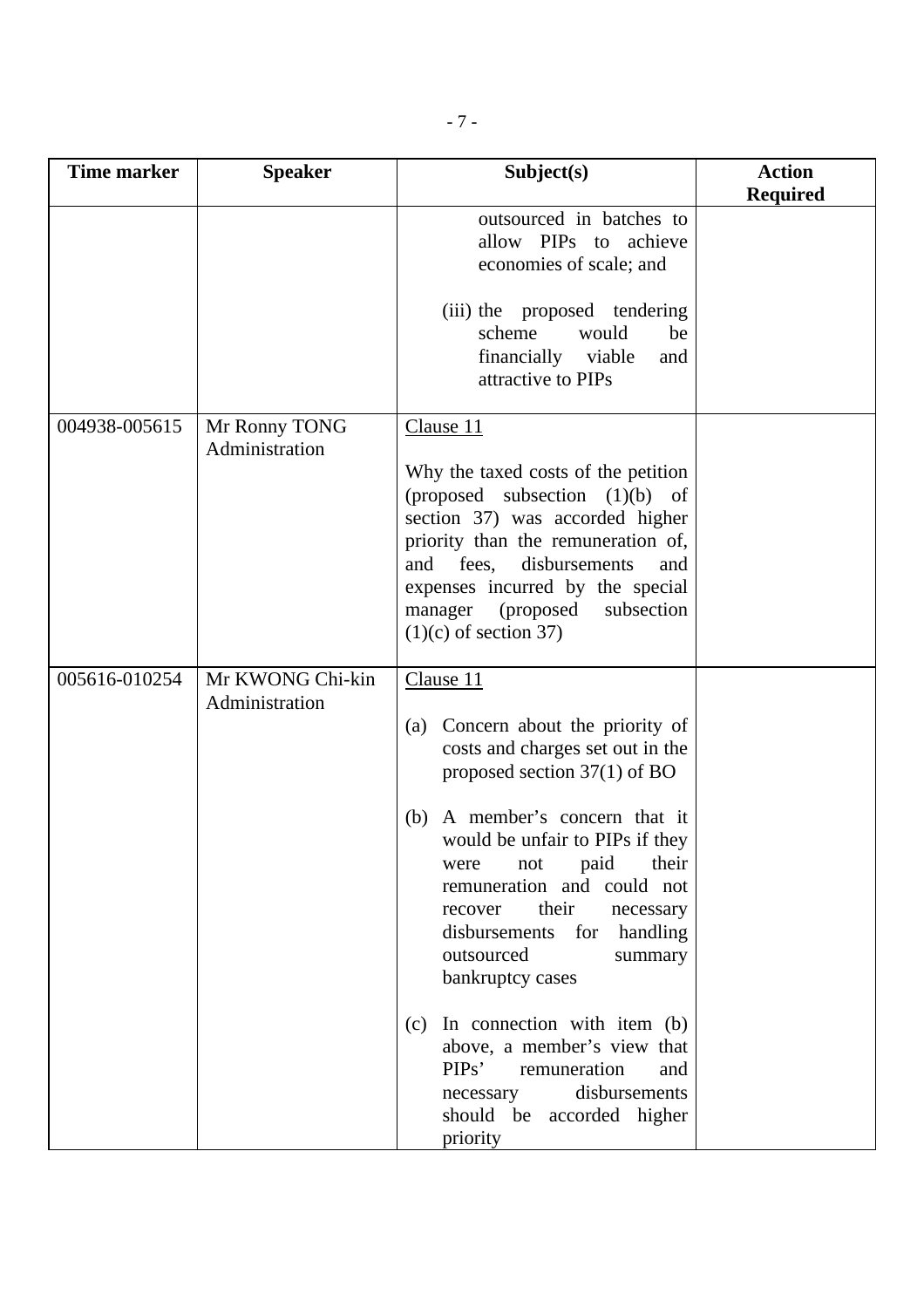| Time marker | Speaker | Subject(s) | Action Required |
|---|---|---|---|
| | | outsourced in batches to allow PIPs to achieve economies of scale; and<br><br>(iii) the proposed tendering scheme would be financially viable and attractive to PIPs | |
| 004938-005615 | Mr Ronny TONG<br>Administration | Clause 11<br><br>Why the taxed costs of the petition (proposed subsection (1)(b) of section 37) was accorded higher priority than the remuneration of, and fees, disbursements and expenses incurred by the special manager (proposed subsection (1)(c) of section 37) | |
| 005616-010254 | Mr KWONG Chi-kin<br>Administration | Clause 11<br><br>(a) Concern about the priority of costs and charges set out in the proposed section 37(1) of BO<br><br>(b) A member's concern that it would be unfair to PIPs if they were not paid their remuneration and could not recover their necessary disbursements for handling outsourced summary bankruptcy cases<br><br>(c) In connection with item (b) above, a member's view that PIPs' remuneration and necessary disbursements should be accorded higher priority | |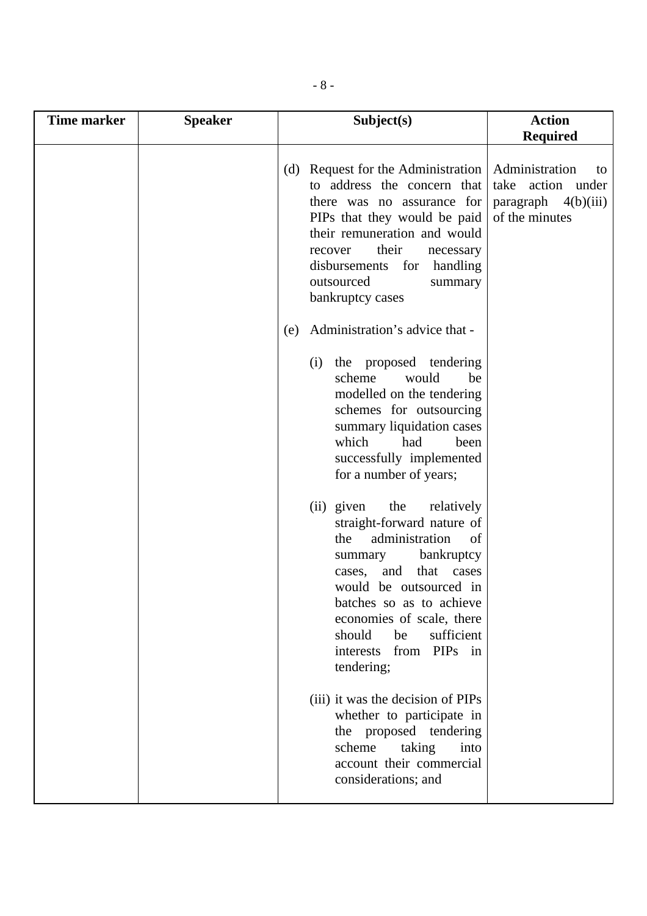| Time marker | Speaker | Subject(s) | Action Required |
|---|---|---|---|
| | | (d) Request for the Administration to address the concern that there was no assurance for PIPs that they would be paid their remuneration and would recover their necessary disbursements for handling outsourced summary bankruptcy cases | Administration to take action under paragraph 4(b)(iii) of the minutes |
| | | (e) Administration's advice that -<br><br>(i) the proposed tendering scheme would be modelled on the tendering schemes for outsourcing summary liquidation cases which had been successfully implemented for a number of years;<br><br>(ii) given the relatively straight-forward nature of the administration of summary bankruptcy cases, and that cases would be outsourced in batches so as to achieve economies of scale, there should be sufficient interests from PIPs in tendering;<br><br>(iii) it was the decision of PIPs whether to participate in the proposed tendering scheme taking into account their commercial considerations; and | |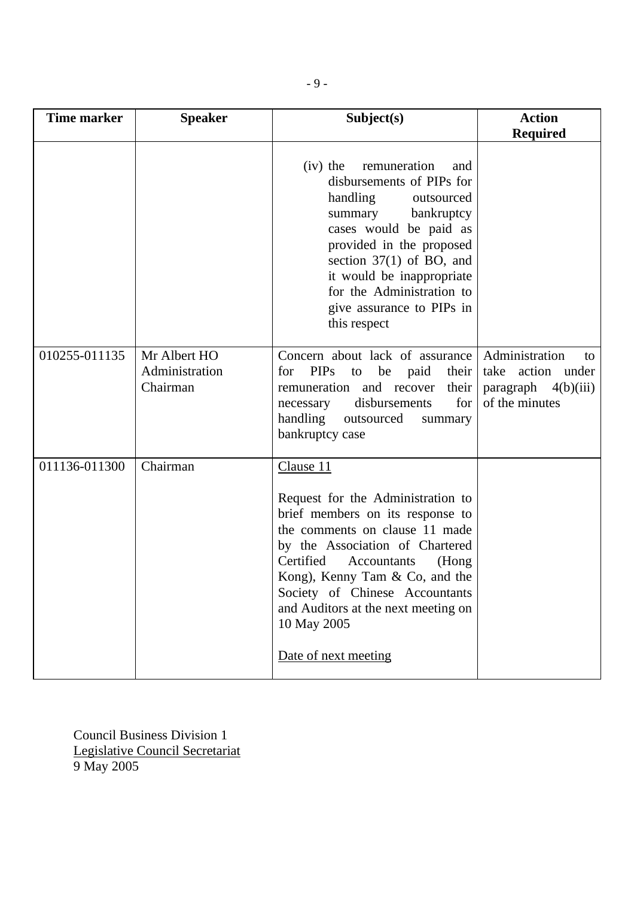| Time marker | Speaker | Subject(s) | Action Required |
|---|---|---|---|
| | | (iv) the remuneration and disbursements of PIPs for handling outsourced summary bankruptcy cases would be paid as provided in the proposed section 37(1) of BO, and it would be inappropriate for the Administration to give assurance to PIPs in this respect | |
| 010255-011135 | Mr Albert HO<br>Administration<br>Chairman | Concern about lack of assurance for PIPs to be paid their remuneration and recover their necessary disbursements for handling outsourced summary bankruptcy case | Administration to take action under paragraph 4(b)(iii) of the minutes |
| 011136-011300 | Chairman | Clause 11<br><br>Request for the Administration to brief members on its response to the comments on clause 11 made by the Association of Chartered Certified Accountants (Hong Kong), Kenny Tam & Co, and the Society of Chinese Accountants and Auditors at the next meeting on 10 May 2005<br><br>Date of next meeting | |

Council Business Division 1
Legislative Council Secretariat
9 May 2005